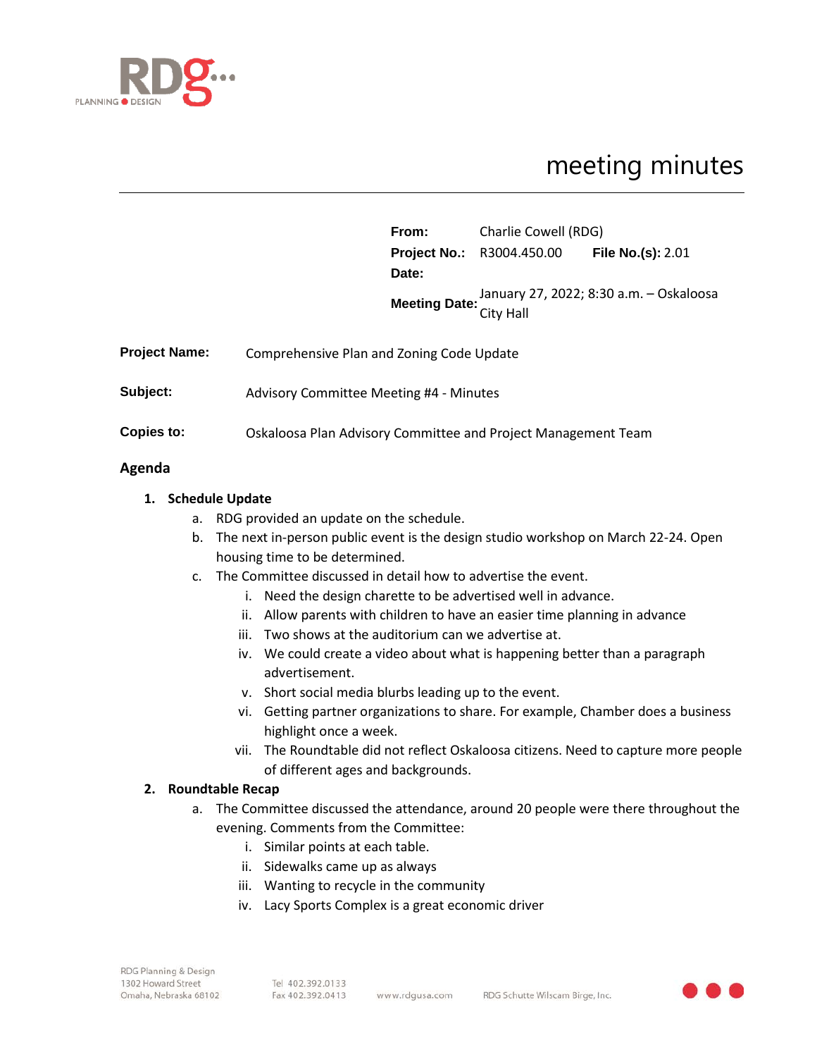# meeting minutes

| | |
|---|---|
| **From:** | Charlie Cowell (RDG) |
| **Project No.:** | R3004.450.00 **File No.(s):** 2.01 |
| **Date:** | |
| **Meeting Date:** | January 27, 2022; 8:30 a.m. – Oskaloosa City Hall |

**Project Name:** Comprehensive Plan and Zoning Code Update

**Subject:** Advisory Committee Meeting #4 - Minutes

**Copies to:** Oskaloosa Plan Advisory Committee and Project Management Team

## Agenda

1. **Schedule Update**
   a. RDG provided an update on the schedule.
   b. The next in-person public event is the design studio workshop on March 22-24. Open housing time to be determined.
   c. The Committee discussed in detail how to advertise the event.
      i. Need the design charette to be advertised well in advance.
      ii. Allow parents with children to have an easier time planning in advance
      iii. Two shows at the auditorium can we advertise at.
      iv. We could create a video about what is happening better than a paragraph advertisement.
      v. Short social media blurbs leading up to the event.
      vi. Getting partner organizations to share. For example, Chamber does a business highlight once a week.
      vii. The Roundtable did not reflect Oskaloosa citizens. Need to capture more people of different ages and backgrounds.
2. **Roundtable Recap**
   a. The Committee discussed the attendance, around 20 people were there throughout the evening. Comments from the Committee:
      i. Similar points at each table.
      ii. Sidewalks came up as always
      iii. Wanting to recycle in the community
      iv. Lacy Sports Complex is a great economic driver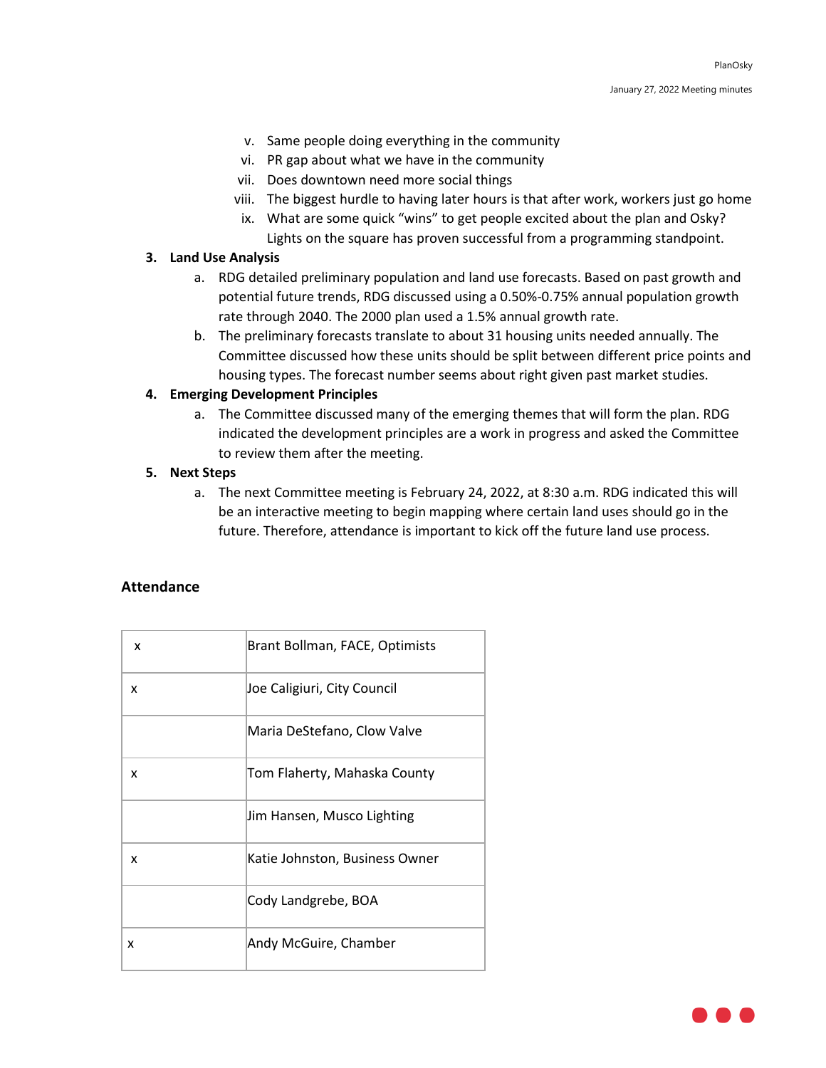v. Same people doing everything in the community
vi. PR gap about what we have in the community
vii. Does downtown need more social things
viii. The biggest hurdle to having later hours is that after work, workers just go home
ix. What are some quick "wins" to get people excited about the plan and Osky? Lights on the square has proven successful from a programming standpoint.

3. **Land Use Analysis**
   a. RDG detailed preliminary population and land use forecasts. Based on past growth and potential future trends, RDG discussed using a 0.50%-0.75% annual population growth rate through 2040. The 2000 plan used a 1.5% annual growth rate.
   b. The preliminary forecasts translate to about 31 housing units needed annually. The Committee discussed how these units should be split between different price points and housing types. The forecast number seems about right given past market studies.

4. **Emerging Development Principles**
   a. The Committee discussed many of the emerging themes that will form the plan. RDG indicated the development principles are a work in progress and asked the Committee to review them after the meeting.

5. **Next Steps**
   a. The next Committee meeting is February 24, 2022, at 8:30 a.m. RDG indicated this will be an interactive meeting to begin mapping where certain land uses should go in the future. Therefore, attendance is important to kick off the future land use process.

## Attendance

| | |
|---|---|
| x | Brant Bollman, FACE, Optimists |
| x | Joe Caligiuri, City Council |
| | Maria DeStefano, Clow Valve |
| x | Tom Flaherty, Mahaska County |
| | Jim Hansen, Musco Lighting |
| x | Katie Johnston, Business Owner |
| | Cody Landgrebe, BOA |
| x | Andy McGuire, Chamber |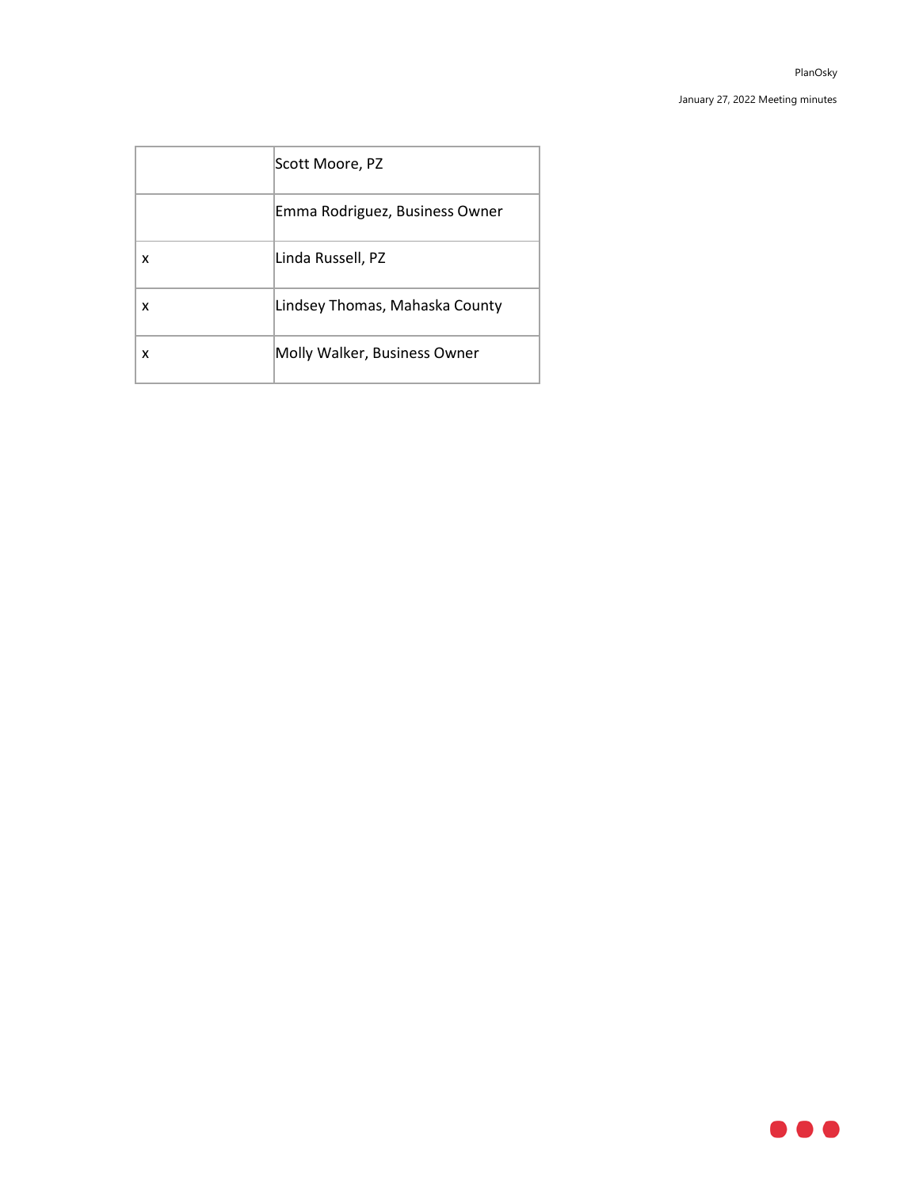| | |
|---|---|
| | Scott Moore, PZ |
| | Emma Rodriguez, Business Owner |
| x | Linda Russell, PZ |
| x | Lindsey Thomas, Mahaska County |
| x | Molly Walker, Business Owner |